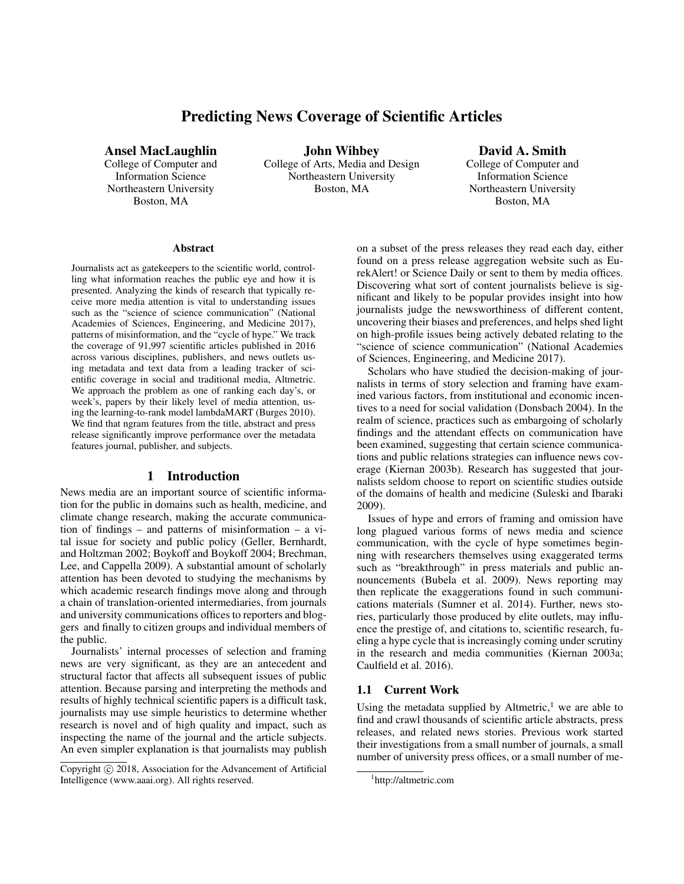# Predicting News Coverage of Scientific Articles

**Ansel MacLaughlin**
College of Computer and Information Science
Northeastern University
Boston, MA

**John Wihbey**
College of Arts, Media and Design
Northeastern University
Boston, MA

**David A. Smith**
College of Computer and Information Science
Northeastern University
Boston, MA

## Abstract

Journalists act as gatekeepers to the scientific world, controlling what information reaches the public eye and how it is presented. Analyzing the kinds of research that typically receive more media attention is vital to understanding issues such as the "science of science communication" (National Academies of Sciences, Engineering, and Medicine 2017), patterns of misinformation, and the "cycle of hype." We track the coverage of 91,997 scientific articles published in 2016 across various disciplines, publishers, and news outlets using metadata and text data from a leading tracker of scientific coverage in social and traditional media, Altmetric. We approach the problem as one of ranking each day's, or week's, papers by their likely level of media attention, using the learning-to-rank model lambdaMART (Burges 2010). We find that ngram features from the title, abstract and press release significantly improve performance over the metadata features journal, publisher, and subjects.

## 1 Introduction

News media are an important source of scientific information for the public in domains such as health, medicine, and climate change research, making the accurate communication of findings – and patterns of misinformation – a vital issue for society and public policy (Geller, Bernhardt, and Holtzman 2002; Boykoff and Boykoff 2004; Brechman, Lee, and Cappella 2009). A substantial amount of scholarly attention has been devoted to studying the mechanisms by which academic research findings move along and through a chain of translation-oriented intermediaries, from journals and university communications offices to reporters and bloggers and finally to citizen groups and individual members of the public.

Journalists' internal processes of selection and framing news are very significant, as they are an antecedent and structural factor that affects all subsequent issues of public attention. Because parsing and interpreting the methods and results of highly technical scientific papers is a difficult task, journalists may use simple heuristics to determine whether research is novel and of high quality and impact, such as inspecting the name of the journal and the article subjects. An even simpler explanation is that journalists may publish on a subset of the press releases they read each day, either found on a press release aggregation website such as EurekAlert! or Science Daily or sent to them by media offices. Discovering what sort of content journalists believe is significant and likely to be popular provides insight into how journalists judge the newsworthiness of different content, uncovering their biases and preferences, and helps shed light on high-profile issues being actively debated relating to the "science of science communication" (National Academies of Sciences, Engineering, and Medicine 2017).

Scholars who have studied the decision-making of journalists in terms of story selection and framing have examined various factors, from institutional and economic incentives to a need for social validation (Donsbach 2004). In the realm of science, practices such as embargoing of scholarly findings and the attendant effects on communication have been examined, suggesting that certain science communications and public relations strategies can influence news coverage (Kiernan 2003b). Research has suggested that journalists seldom choose to report on scientific studies outside of the domains of health and medicine (Suleski and Ibaraki 2009).

Issues of hype and errors of framing and omission have long plagued various forms of news media and science communication, with the cycle of hype sometimes beginning with researchers themselves using exaggerated terms such as "breakthrough" in press materials and public announcements (Bubela et al. 2009). News reporting may then replicate the exaggerations found in such communications materials (Sumner et al. 2014). Further, news stories, particularly those produced by elite outlets, may influence the prestige of, and citations to, scientific research, fueling a hype cycle that is increasingly coming under scrutiny in the research and media communities (Kiernan 2003a; Caulfield et al. 2016).

### 1.1 Current Work

Using the metadata supplied by Altmetric,[1] we are able to find and crawl thousands of scientific article abstracts, press releases, and related news stories. Previous work started their investigations from a small number of journals, a small number of university press offices, or a small number of me-

Copyright © 2018, Association for the Advancement of Artificial Intelligence (www.aaai.org). All rights reserved.

[1] http://altmetric.com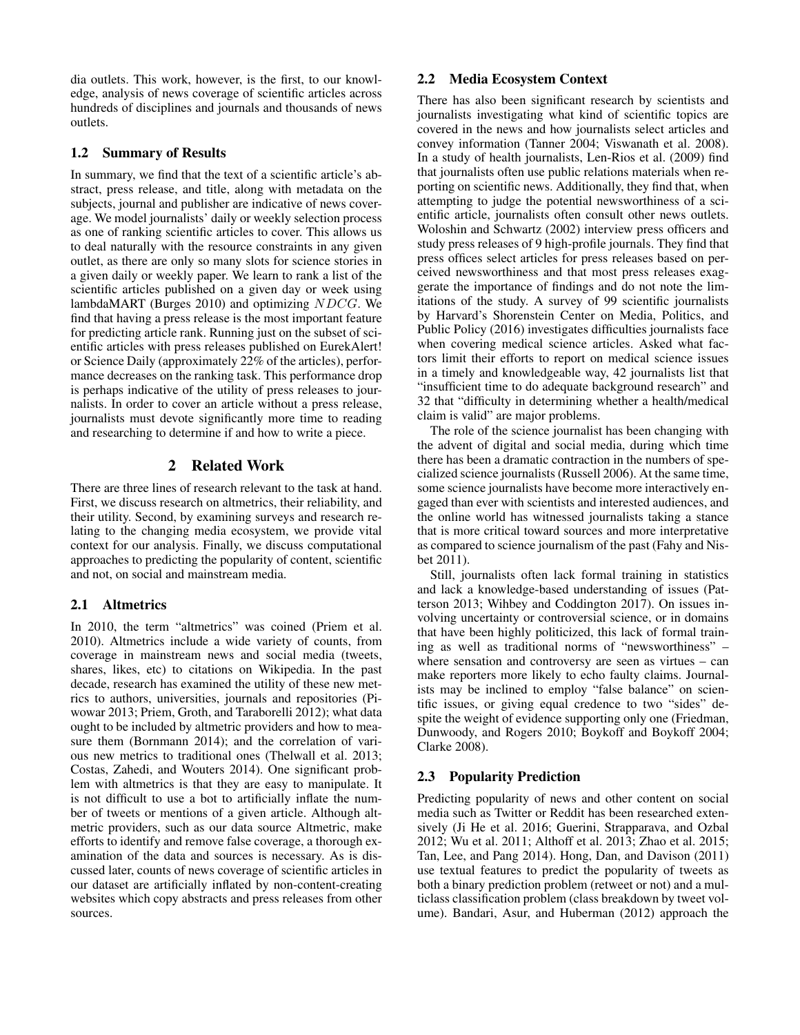dia outlets. This work, however, is the first, to our knowledge, analysis of news coverage of scientific articles across hundreds of disciplines and journals and thousands of news outlets.

### 1.2 Summary of Results

In summary, we find that the text of a scientific article's abstract, press release, and title, along with metadata on the subjects, journal and publisher are indicative of news coverage. We model journalists' daily or weekly selection process as one of ranking scientific articles to cover. This allows us to deal naturally with the resource constraints in any given outlet, as there are only so many slots for science stories in a given daily or weekly paper. We learn to rank a list of the scientific articles published on a given day or week using lambdaMART (Burges 2010) and optimizing $NDCG$. We find that having a press release is the most important feature for predicting article rank. Running just on the subset of scientific articles with press releases published on EurekAlert! or Science Daily (approximately 22% of the articles), performance decreases on the ranking task. This performance drop is perhaps indicative of the utility of press releases to journalists. In order to cover an article without a press release, journalists must devote significantly more time to reading and researching to determine if and how to write a piece.

## 2 Related Work

There are three lines of research relevant to the task at hand. First, we discuss research on altmetrics, their reliability, and their utility. Second, by examining surveys and research relating to the changing media ecosystem, we provide vital context for our analysis. Finally, we discuss computational approaches to predicting the popularity of content, scientific and not, on social and mainstream media.

### 2.1 Altmetrics

In 2010, the term "altmetrics" was coined (Priem et al. 2010). Altmetrics include a wide variety of counts, from coverage in mainstream news and social media (tweets, shares, likes, etc) to citations on Wikipedia. In the past decade, research has examined the utility of these new metrics to authors, universities, journals and repositories (Piwowar 2013; Priem, Groth, and Taraborelli 2012); what data ought to be included by altmetric providers and how to measure them (Bornmann 2014); and the correlation of various new metrics to traditional ones (Thelwall et al. 2013; Costas, Zahedi, and Wouters 2014). One significant problem with altmetrics is that they are easy to manipulate. It is not difficult to use a bot to artificially inflate the number of tweets or mentions of a given article. Although altmetric providers, such as our data source Altmetric, make efforts to identify and remove false coverage, a thorough examination of the data and sources is necessary. As is discussed later, counts of news coverage of scientific articles in our dataset are artificially inflated by non-content-creating websites which copy abstracts and press releases from other sources.

### 2.2 Media Ecosystem Context

There has also been significant research by scientists and journalists investigating what kind of scientific topics are covered in the news and how journalists select articles and convey information (Tanner 2004; Viswanath et al. 2008). In a study of health journalists, Len-Rios et al. (2009) find that journalists often use public relations materials when reporting on scientific news. Additionally, they find that, when attempting to judge the potential newsworthiness of a scientific article, journalists often consult other news outlets. Woloshin and Schwartz (2002) interview press officers and study press releases of 9 high-profile journals. They find that press offices select articles for press releases based on perceived newsworthiness and that most press releases exaggerate the importance of findings and do not note the limitations of the study. A survey of 99 scientific journalists by Harvard's Shorenstein Center on Media, Politics, and Public Policy (2016) investigates difficulties journalists face when covering medical science articles. Asked what factors limit their efforts to report on medical science issues in a timely and knowledgeable way, 42 journalists list that "insufficient time to do adequate background research" and 32 that "difficulty in determining whether a health/medical claim is valid" are major problems.

The role of the science journalist has been changing with the advent of digital and social media, during which time there has been a dramatic contraction in the numbers of specialized science journalists (Russell 2006). At the same time, some science journalists have become more interactively engaged than ever with scientists and interested audiences, and the online world has witnessed journalists taking a stance that is more critical toward sources and more interpretative as compared to science journalism of the past (Fahy and Nisbet 2011).

Still, journalists often lack formal training in statistics and lack a knowledge-based understanding of issues (Patterson 2013; Wihbey and Coddington 2017). On issues involving uncertainty or controversial science, or in domains that have been highly politicized, this lack of formal training as well as traditional norms of "newsworthiness" – where sensation and controversy are seen as virtues – can make reporters more likely to echo faulty claims. Journalists may be inclined to employ "false balance" on scientific issues, or giving equal credence to two "sides" despite the weight of evidence supporting only one (Friedman, Dunwoody, and Rogers 2010; Boykoff and Boykoff 2004; Clarke 2008).

### 2.3 Popularity Prediction

Predicting popularity of news and other content on social media such as Twitter or Reddit has been researched extensively (Ji He et al. 2016; Guerini, Strapparava, and Ozbal 2012; Wu et al. 2011; Althoff et al. 2013; Zhao et al. 2015; Tan, Lee, and Pang 2014). Hong, Dan, and Davison (2011) use textual features to predict the popularity of tweets as both a binary prediction problem (retweet or not) and a multiclass classification problem (class breakdown by tweet volume). Bandari, Asur, and Huberman (2012) approach the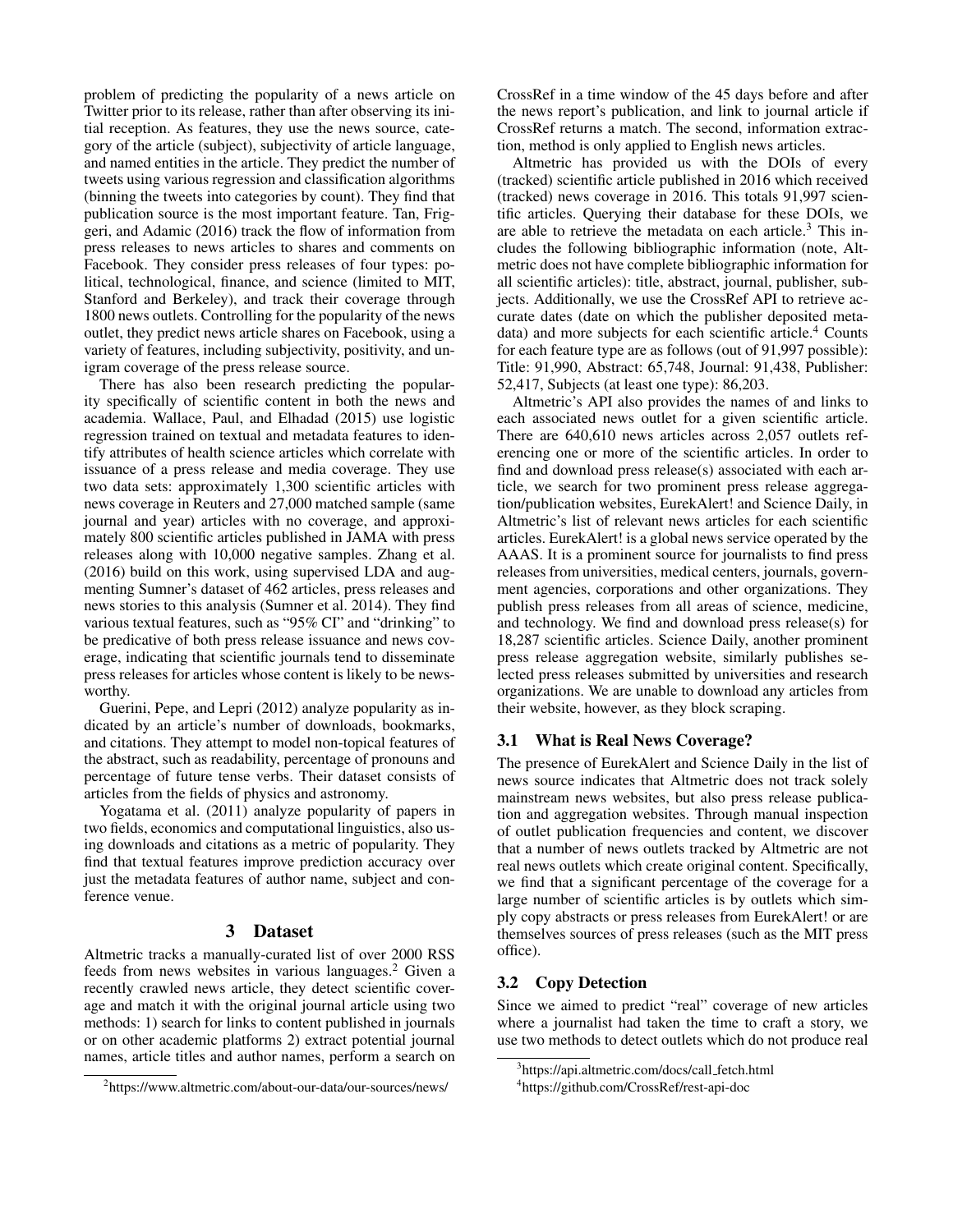problem of predicting the popularity of a news article on Twitter prior to its release, rather than after observing its initial reception. As features, they use the news source, category of the article (subject), subjectivity of article language, and named entities in the article. They predict the number of tweets using various regression and classification algorithms (binning the tweets into categories by count). They find that publication source is the most important feature. Tan, Friggeri, and Adamic (2016) track the flow of information from press releases to news articles to shares and comments on Facebook. They consider press releases of four types: political, technological, finance, and science (limited to MIT, Stanford and Berkeley), and track their coverage through 1800 news outlets. Controlling for the popularity of the news outlet, they predict news article shares on Facebook, using a variety of features, including subjectivity, positivity, and unigram coverage of the press release source.

There has also been research predicting the popularity specifically of scientific content in both the news and academia. Wallace, Paul, and Elhadad (2015) use logistic regression trained on textual and metadata features to identify attributes of health science articles which correlate with issuance of a press release and media coverage. They use two data sets: approximately 1,300 scientific articles with news coverage in Reuters and 27,000 matched sample (same journal and year) articles with no coverage, and approximately 800 scientific articles published in JAMA with press releases along with 10,000 negative samples. Zhang et al. (2016) build on this work, using supervised LDA and augmenting Sumner's dataset of 462 articles, press releases and news stories to this analysis (Sumner et al. 2014). They find various textual features, such as "95% CI" and "drinking" to be predicative of both press release issuance and news coverage, indicating that scientific journals tend to disseminate press releases for articles whose content is likely to be newsworthy.

Guerini, Pepe, and Lepri (2012) analyze popularity as indicated by an article's number of downloads, bookmarks, and citations. They attempt to model non-topical features of the abstract, such as readability, percentage of pronouns and percentage of future tense verbs. Their dataset consists of articles from the fields of physics and astronomy.

Yogatama et al. (2011) analyze popularity of papers in two fields, economics and computational linguistics, also using downloads and citations as a metric of popularity. They find that textual features improve prediction accuracy over just the metadata features of author name, subject and conference venue.

## 3 Dataset

Altmetric tracks a manually-curated list of over 2000 RSS feeds from news websites in various languages.[2] Given a recently crawled news article, they detect scientific coverage and match it with the original journal article using two methods: 1) search for links to content published in journals or on other academic platforms 2) extract potential journal names, article titles and author names, perform a search on CrossRef in a time window of the 45 days before and after the news report's publication, and link to journal article if CrossRef returns a match. The second, information extraction, method is only applied to English news articles.

Altmetric has provided us with the DOIs of every (tracked) scientific article published in 2016 which received (tracked) news coverage in 2016. This totals 91,997 scientific articles. Querying their database for these DOIs, we are able to retrieve the metadata on each article.[3] This includes the following bibliographic information (note, Altmetric does not have complete bibliographic information for all scientific articles): title, abstract, journal, publisher, subjects. Additionally, we use the CrossRef API to retrieve accurate dates (date on which the publisher deposited metadata) and more subjects for each scientific article.[4] Counts for each feature type are as follows (out of 91,997 possible): Title: 91,990, Abstract: 65,748, Journal: 91,438, Publisher: 52,417, Subjects (at least one type): 86,203.

Altmetric's API also provides the names of and links to each associated news outlet for a given scientific article. There are 640,610 news articles across 2,057 outlets referencing one or more of the scientific articles. In order to find and download press release(s) associated with each article, we search for two prominent press release aggregation/publication websites, EurekAlert! and Science Daily, in Altmetric's list of relevant news articles for each scientific articles. EurekAlert! is a global news service operated by the AAAS. It is a prominent source for journalists to find press releases from universities, medical centers, journals, government agencies, corporations and other organizations. They publish press releases from all areas of science, medicine, and technology. We find and download press release(s) for 18,287 scientific articles. Science Daily, another prominent press release aggregation website, similarly publishes selected press releases submitted by universities and research organizations. We are unable to download any articles from their website, however, as they block scraping.

### 3.1 What is Real News Coverage?

The presence of EurekAlert and Science Daily in the list of news source indicates that Altmetric does not track solely mainstream news websites, but also press release publication and aggregation websites. Through manual inspection of outlet publication frequencies and content, we discover that a number of news outlets tracked by Altmetric are not real news outlets which create original content. Specifically, we find that a significant percentage of the coverage for a large number of scientific articles is by outlets which simply copy abstracts or press releases from EurekAlert! or are themselves sources of press releases (such as the MIT press office).

### 3.2 Copy Detection

Since we aimed to predict "real" coverage of new articles where a journalist had taken the time to craft a story, we use two methods to detect outlets which do not produce real

[2] https://www.altmetric.com/about-our-data/our-sources/news/

[3] https://api.altmetric.com/docs/call_fetch.html

[4] https://github.com/CrossRef/rest-api-doc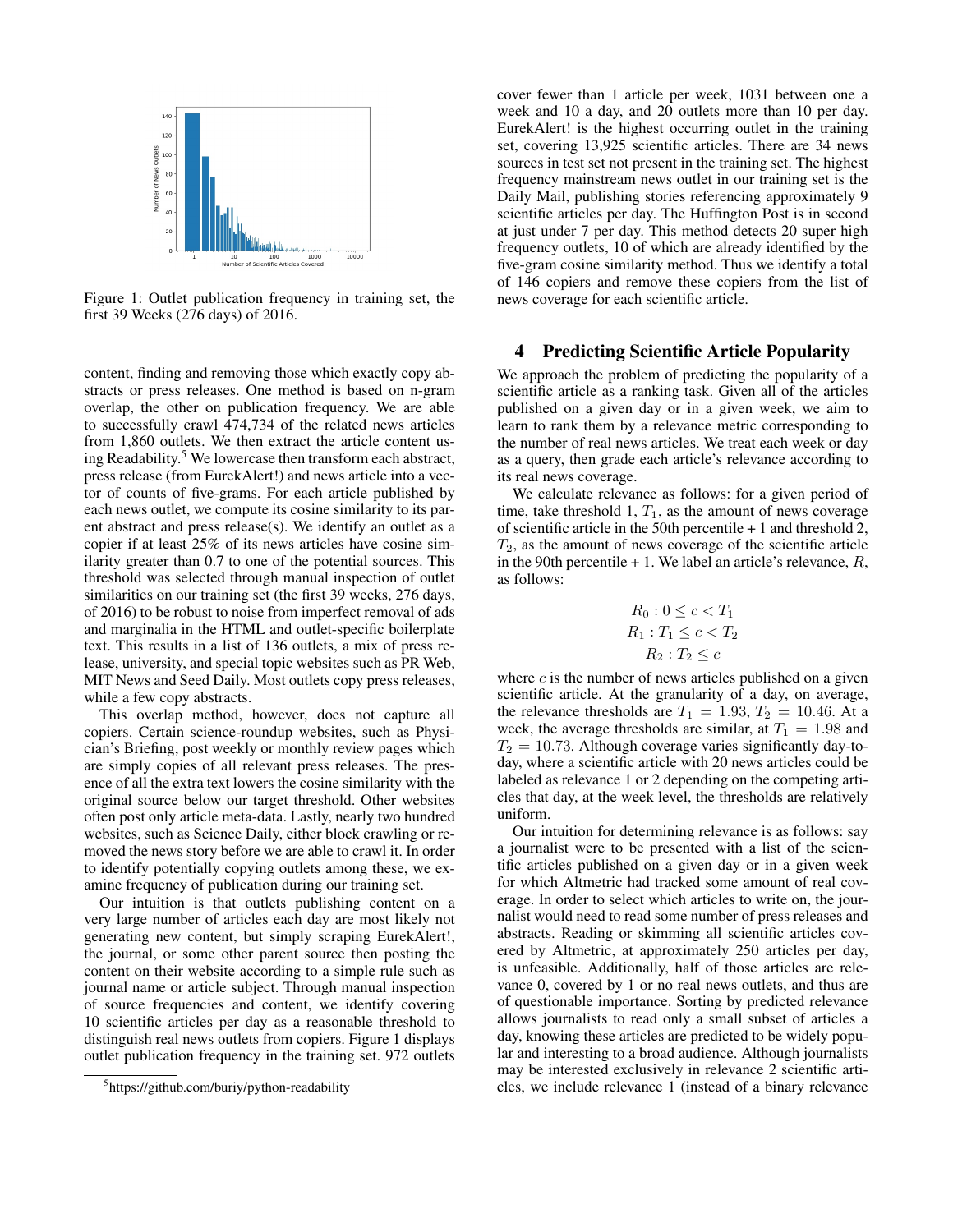Figure 1: Outlet publication frequency in training set, the first 39 Weeks (276 days) of 2016.

content, finding and removing those which exactly copy abstracts or press releases. One method is based on n-gram overlap, the other on publication frequency. We are able to successfully crawl 474,734 of the related news articles from 1,860 outlets. We then extract the article content using Readability.[5] We lowercase then transform each abstract, press release (from EurekAlert!) and news article into a vector of counts of five-grams. For each article published by each news outlet, we compute its cosine similarity to its parent abstract and press release(s). We identify an outlet as a copier if at least 25% of its news articles have cosine similarity greater than 0.7 to one of the potential sources. This threshold was selected through manual inspection of outlet similarities on our training set (the first 39 weeks, 276 days, of 2016) to be robust to noise from imperfect removal of ads and marginalia in the HTML and outlet-specific boilerplate text. This results in a list of 136 outlets, a mix of press release, university, and special topic websites such as PR Web, MIT News and Seed Daily. Most outlets copy press releases, while a few copy abstracts.

This overlap method, however, does not capture all copiers. Certain science-roundup websites, such as Physician's Briefing, post weekly or monthly review pages which are simply copies of all relevant press releases. The presence of all the extra text lowers the cosine similarity with the original source below our target threshold. Other websites often post only article meta-data. Lastly, nearly two hundred websites, such as Science Daily, either block crawling or removed the news story before we are able to crawl it. In order to identify potentially copying outlets among these, we examine frequency of publication during our training set.

Our intuition is that outlets publishing content on a very large number of articles each day are most likely not generating new content, but simply scraping EurekAlert!, the journal, or some other parent source then posting the content on their website according to a simple rule such as journal name or article subject. Through manual inspection of source frequencies and content, we identify covering 10 scientific articles per day as a reasonable threshold to distinguish real news outlets from copiers. Figure 1 displays outlet publication frequency in the training set. 972 outlets cover fewer than 1 article per week, 1031 between one a week and 10 a day, and 20 outlets more than 10 per day. EurekAlert! is the highest occurring outlet in the training set, covering 13,925 scientific articles. There are 34 news sources in test set not present in the training set. The highest frequency mainstream news outlet in our training set is the Daily Mail, publishing stories referencing approximately 9 scientific articles per day. The Huffington Post is in second at just under 7 per day. This method detects 20 super high frequency outlets, 10 of which are already identified by the five-gram cosine similarity method. Thus we identify a total of 146 copiers and remove these copiers from the list of news coverage for each scientific article.

# 4 Predicting Scientific Article Popularity

We approach the problem of predicting the popularity of a scientific article as a ranking task. Given all of the articles published on a given day or in a given week, we aim to learn to rank them by a relevance metric corresponding to the number of real news articles. We treat each week or day as a query, then grade each article's relevance according to its real news coverage.

We calculate relevance as follows: for a given period of time, take threshold 1, $T_1$, as the amount of news coverage of scientific article in the 50th percentile + 1 and threshold 2, $T_2$, as the amount of news coverage of the scientific article in the 90th percentile + 1. We label an article's relevance, $R$, as follows:

$$R_0 : 0 \leq c < T_1$$
$$R_1 : T_1 \leq c < T_2$$
$$R_2 : T_2 \leq c$$

where $c$ is the number of news articles published on a given scientific article. At the granularity of a day, on average, the relevance thresholds are $T_1 = 1.93$, $T_2 = 10.46$. At a week, the average thresholds are similar, at $T_1 = 1.98$ and $T_2 = 10.73$. Although coverage varies significantly day-to-day, where a scientific article with 20 news articles could be labeled as relevance 1 or 2 depending on the competing articles that day, at the week level, the thresholds are relatively uniform.

Our intuition for determining relevance is as follows: say a journalist were to be presented with a list of the scientific articles published on a given day or in a given week for which Altmetric had tracked some amount of real coverage. In order to select which articles to write on, the journalist would need to read some number of press releases and abstracts. Reading or skimming all scientific articles covered by Altmetric, at approximately 250 articles per day, is unfeasible. Additionally, half of those articles are relevance 0, covered by 1 or no real news outlets, and thus are of questionable importance. Sorting by predicted relevance allows journalists to read only a small subset of articles a day, knowing these articles are predicted to be widely popular and interesting to a broad audience. Although journalists may be interested exclusively in relevance 2 scientific articles, we include relevance 1 (instead of a binary relevance

[5] https://github.com/buriy/python-readability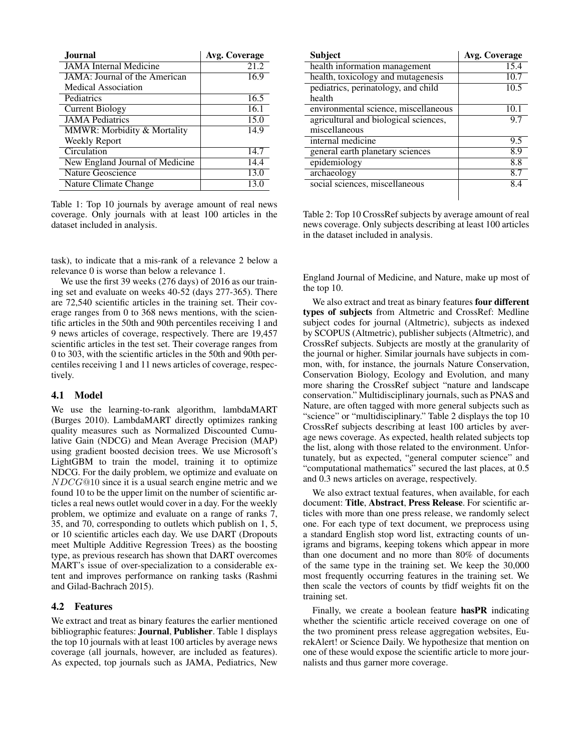| Journal | Avg. Coverage |
| --- | --- |
| JAMA Internal Medicine | 21.2 |
| JAMA: Journal of the American Medical Association | 16.9 |
| Pediatrics | 16.5 |
| Current Biology | 16.1 |
| JAMA Pediatrics | 15.0 |
| MMWR: Morbidity & Mortality Weekly Report | 14.9 |
| Circulation | 14.7 |
| New England Journal of Medicine | 14.4 |
| Nature Geoscience | 13.0 |
| Nature Climate Change | 13.0 |

Table 1: Top 10 journals by average amount of real news coverage. Only journals with at least 100 articles in the dataset included in analysis.

| Subject | Avg. Coverage |
| --- | --- |
| health information management | 15.4 |
| health, toxicology and mutagenesis | 10.7 |
| pediatrics, perinatology, and child health | 10.5 |
| environmental science, miscellaneous | 10.1 |
| agricultural and biological sciences, miscellaneous | 9.7 |
| internal medicine | 9.5 |
| general earth planetary sciences | 8.9 |
| epidemiology | 8.8 |
| archaeology | 8.7 |
| social sciences, miscellaneous | 8.4 |

Table 2: Top 10 CrossRef subjects by average amount of real news coverage. Only subjects describing at least 100 articles in the dataset included in analysis.

task), to indicate that a mis-rank of a relevance 2 below a relevance 0 is worse than below a relevance 1.

We use the first 39 weeks (276 days) of 2016 as our training set and evaluate on weeks 40-52 (days 277-365). There are 72,540 scientific articles in the training set. Their coverage ranges from 0 to 368 news mentions, with the scientific articles in the 50th and 90th percentiles receiving 1 and 9 news articles of coverage, respectively. There are 19,457 scientific articles in the test set. Their coverage ranges from 0 to 303, with the scientific articles in the 50th and 90th percentiles receiving 1 and 11 news articles of coverage, respectively.

### 4.1 Model

We use the learning-to-rank algorithm, lambdaMART (Burges 2010). LambdaMART directly optimizes ranking quality measures such as Normalized Discounted Cumulative Gain (NDCG) and Mean Average Precision (MAP) using gradient boosted decision trees. We use Microsoft's LightGBM to train the model, training it to optimize NDCG. For the daily problem, we optimize and evaluate on $NDCG@10$ since it is a usual search engine metric and we found 10 to be the upper limit on the number of scientific articles a real news outlet would cover in a day. For the weekly problem, we optimize and evaluate on a range of ranks 7, 35, and 70, corresponding to outlets which publish on 1, 5, or 10 scientific articles each day. We use DART (Dropouts meet Multiple Additive Regression Trees) as the boosting type, as previous research has shown that DART overcomes MART's issue of over-specialization to a considerable extent and improves performance on ranking tasks (Rashmi and Gilad-Bachrach 2015).

### 4.2 Features

We extract and treat as binary features the earlier mentioned bibliographic features: **Journal**, **Publisher**. Table 1 displays the top 10 journals with at least 100 articles by average news coverage (all journals, however, are included as features). As expected, top journals such as JAMA, Pediatrics, New England Journal of Medicine, and Nature, make up most of the top 10.

We also extract and treat as binary features **four different types of subjects** from Altmetric and CrossRef: Medline subject codes for journal (Altmetric), subjects as indexed by SCOPUS (Altmetric), publisher subjects (Altmetric), and CrossRef subjects. Subjects are mostly at the granularity of the journal or higher. Similar journals have subjects in common, with, for instance, the journals Nature Conservation, Conservation Biology, Ecology and Evolution, and many more sharing the CrossRef subject "nature and landscape conservation." Multidisciplinary journals, such as PNAS and Nature, are often tagged with more general subjects such as "science" or "multidisciplinary." Table 2 displays the top 10 CrossRef subjects describing at least 100 articles by average news coverage. As expected, health related subjects top the list, along with those related to the environment. Unfortunately, but as expected, "general computer science" and "computational mathematics" secured the last places, at 0.5 and 0.3 news articles on average, respectively.

We also extract textual features, when available, for each document: **Title**, **Abstract**, **Press Release**. For scientific articles with more than one press release, we randomly select one. For each type of text document, we preprocess using a standard English stop word list, extracting counts of unigrams and bigrams, keeping tokens which appear in more than one document and no more than 80% of documents of the same type in the training set. We keep the 30,000 most frequently occurring features in the training set. We then scale the vectors of counts by tfidf weights fit on the training set.

Finally, we create a boolean feature **hasPR** indicating whether the scientific article received coverage on one of the two prominent press release aggregation websites, EurekAlert! or Science Daily. We hypothesize that mention on one of these would expose the scientific article to more journalists and thus garner more coverage.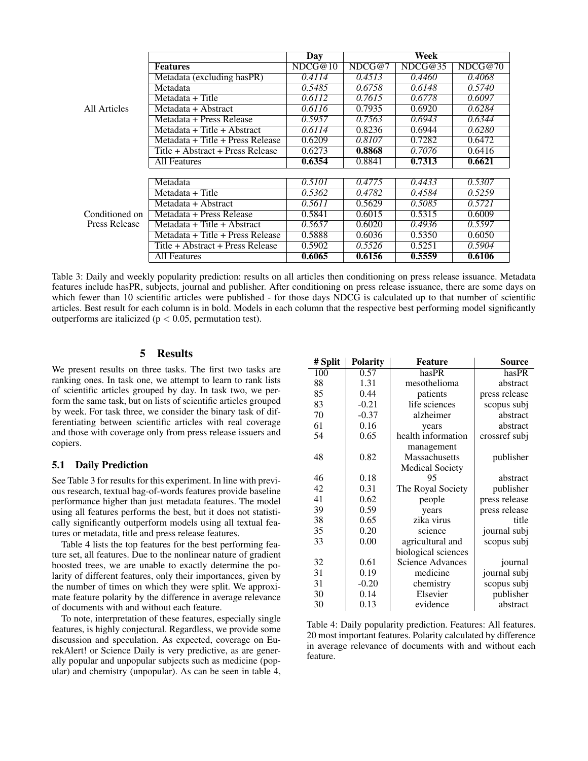| | | Day | Week | | |
|---|---|---|---|---|---|
| | **Features** | NDCG@10 | NDCG@7 | NDCG@35 | NDCG@70 |
| All Articles | Metadata (excluding hasPR) | *0.4114* | *0.4513* | *0.4460* | *0.4068* |
| | Metadata | *0.5485* | *0.6758* | *0.6148* | *0.5740* |
| | Metadata + Title | *0.6112* | *0.7615* | *0.6778* | *0.6097* |
| | Metadata + Abstract | *0.6116* | 0.7935 | 0.6920 | *0.6284* |
| | Metadata + Press Release | *0.5957* | *0.7563* | *0.6943* | *0.6344* |
| | Metadata + Title + Abstract | *0.6114* | 0.8236 | 0.6944 | *0.6280* |
| | Metadata + Title + Press Release | 0.6209 | *0.8107* | 0.7282 | 0.6472 |
| | Title + Abstract + Press Release | 0.6273 | **0.8868** | *0.7076* | 0.6416 |
| | All Features | **0.6354** | 0.8841 | **0.7313** | **0.6621** |
| Conditioned on Press Release | Metadata | *0.5101* | *0.4775* | *0.4433* | *0.5307* |
| | Metadata + Title | *0.5362* | *0.4782* | *0.4584* | *0.5259* |
| | Metadata + Abstract | *0.5611* | 0.5629 | *0.5085* | *0.5721* |
| | Metadata + Press Release | 0.5841 | 0.6015 | 0.5315 | 0.6009 |
| | Metadata + Title + Abstract | *0.5657* | 0.6020 | *0.4936* | *0.5597* |
| | Metadata + Title + Press Release | 0.5888 | 0.6036 | 0.5350 | 0.6050 |
| | Title + Abstract + Press Release | 0.5902 | *0.5526* | 0.5251 | *0.5904* |
| | All Features | **0.6065** | **0.6156** | **0.5559** | **0.6106** |

Table 3: Daily and weekly popularity prediction: results on all articles then conditioning on press release issuance. Metadata features include hasPR, subjects, journal and publisher. After conditioning on press release issuance, there are some days on which fewer than 10 scientific articles were published - for those days NDCG is calculated up to that number of scientific articles. Best result for each column is in bold. Models in each column that the respective best performing model significantly outperforms are italicized ($p < 0.05$, permutation test).

## 5 Results

We present results on three tasks. The first two tasks are ranking ones. In task one, we attempt to learn to rank lists of scientific articles grouped by day. In task two, we perform the same task, but on lists of scientific articles grouped by week. For task three, we consider the binary task of differentiating between scientific articles with real coverage and those with coverage only from press release issuers and copiers.

### 5.1 Daily Prediction

See Table 3 for results for this experiment. In line with previous research, textual bag-of-words features provide baseline performance higher than just metadata features. The model using all features performs the best, but it does not statistically significantly outperform models using all textual features or metadata, title and press release features.

Table 4 lists the top features for the best performing feature set, all features. Due to the nonlinear nature of gradient boosted trees, we are unable to exactly determine the polarity of different features, only their importances, given by the number of times on which they were split. We approximate feature polarity by the difference in average relevance of documents with and without each feature.

To note, interpretation of these features, especially single features, is highly conjectural. Regardless, we provide some discussion and speculation. As expected, coverage on EurekAlert! or Science Daily is very predictive, as are generally popular and unpopular subjects such as medicine (popular) and chemistry (unpopular). As can be seen in table 4,

| # Split | Polarity | Feature | Source |
|---|---|---|---|
| 100 | 0.57 | hasPR | hasPR |
| 88 | 1.31 | mesothelioma | abstract |
| 85 | 0.44 | patients | press release |
| 83 | -0.21 | life sciences | scopus subj |
| 70 | -0.37 | alzheimer | abstract |
| 61 | 0.16 | years | abstract |
| 54 | 0.65 | health information management | crossref subj |
| 48 | 0.82 | Massachusetts Medical Society | publisher |
| 46 | 0.18 | 95 | abstract |
| 42 | 0.31 | The Royal Society | publisher |
| 41 | 0.62 | people | press release |
| 39 | 0.59 | years | press release |
| 38 | 0.65 | zika virus | title |
| 35 | 0.20 | science | journal subj |
| 33 | 0.00 | agricultural and biological sciences | scopus subj |
| 32 | 0.61 | Science Advances | journal |
| 31 | 0.19 | medicine | journal subj |
| 31 | -0.20 | chemistry | scopus subj |
| 30 | 0.14 | Elsevier | publisher |
| 30 | 0.13 | evidence | abstract |

Table 4: Daily popularity prediction. Features: All features. 20 most important features. Polarity calculated by difference in average relevance of documents with and without each feature.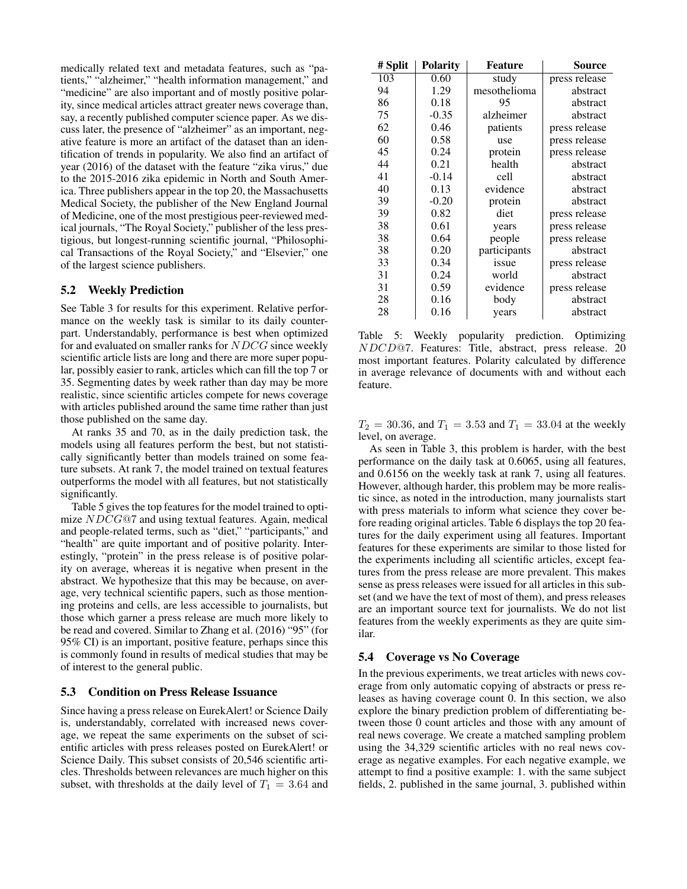medically related text and metadata features, such as "patients," "alzheimer," "health information management," and "medicine" are also important and of mostly positive polarity, since medical articles attract greater news coverage than, say, a recently published computer science paper. As we discuss later, the presence of "alzheimer" as an important, negative feature is more an artifact of the dataset than an identification of trends in popularity. We also find an artifact of year (2016) of the dataset with the feature "zika virus," due to the 2015-2016 zika epidemic in North and South America. Three publishers appear in the top 20, the Massachusetts Medical Society, the publisher of the New England Journal of Medicine, one of the most prestigious peer-reviewed medical journals, "The Royal Society," publisher of the less prestigious, but longest-running scientific journal, "Philosophical Transactions of the Royal Society," and "Elsevier," one of the largest science publishers.

### 5.2 Weekly Prediction

See Table 3 for results for this experiment. Relative performance on the weekly task is similar to its daily counterpart. Understandably, performance is best when optimized for and evaluated on smaller ranks for $NDCG$ since weekly scientific article lists are long and there are more super popular, possibly easier to rank, articles which can fill the top 7 or 35. Segmenting dates by week rather than day may be more realistic, since scientific articles compete for news coverage with articles published around the same time rather than just those published on the same day.

At ranks 35 and 70, as in the daily prediction task, the models using all features perform the best, but not statistically significantly better than models trained on some feature subsets. At rank 7, the model trained on textual features outperforms the model with all features, but not statistically significantly.

Table 5 gives the top features for the model trained to optimize $NDCG@7$ and using textual features. Again, medical and people-related terms, such as "diet," "participants," and "health" are quite important and of positive polarity. Interestingly, "protein" in the press release is of positive polarity on average, whereas it is negative when present in the abstract. We hypothesize that this may be because, on average, very technical scientific papers, such as those mentioning proteins and cells, are less accessible to journalists, but those which garner a press release are much more likely to be read and covered. Similar to Zhang et al. (2016) "95" (for 95% CI) is an important, positive feature, perhaps since this is commonly found in results of medical studies that may be of interest to the general public.

### 5.3 Condition on Press Release Issuance

Since having a press release on EurekAlert! or Science Daily is, understandably, correlated with increased news coverage, we repeat the same experiments on the subset of scientific articles with press releases posted on EurekAlert! or Science Daily. This subset consists of 20,546 scientific articles. Thresholds between relevances are much higher on this subset, with thresholds at the daily level of $T_1 = 3.64$ and $T_2 = 30.36$, and $T_1 = 3.53$ and $T_1 = 33.04$ at the weekly level, on average.

| # Split | Polarity | Feature | Source |
|---|---|---|---|
| 103 | 0.60 | study | press release |
| 94 | 1.29 | mesothelioma | abstract |
| 86 | 0.18 | 95 | abstract |
| 75 | -0.35 | alzheimer | abstract |
| 62 | 0.46 | patients | press release |
| 60 | 0.58 | use | press release |
| 45 | 0.24 | protein | press release |
| 44 | 0.21 | health | abstract |
| 41 | -0.14 | cell | abstract |
| 40 | 0.13 | evidence | abstract |
| 39 | -0.20 | protein | abstract |
| 39 | 0.82 | diet | press release |
| 38 | 0.61 | years | press release |
| 38 | 0.64 | people | press release |
| 38 | 0.20 | participants | abstract |
| 33 | 0.34 | issue | press release |
| 31 | 0.24 | world | abstract |
| 31 | 0.59 | evidence | press release |
| 28 | 0.16 | body | abstract |
| 28 | 0.16 | years | abstract |

Table 5: Weekly popularity prediction. Optimizing $NDCD@7$. Features: Title, abstract, press release. 20 most important features. Polarity calculated by difference in average relevance of documents with and without each feature.

As seen in Table 3, this problem is harder, with the best performance on the daily task at 0.6065, using all features, and 0.6156 on the weekly task at rank 7, using all features. However, although harder, this problem may be more realistic since, as noted in the introduction, many journalists start with press materials to inform what science they cover before reading original articles. Table 6 displays the top 20 features for the daily experiment using all features. Important features for these experiments are similar to those listed for the experiments including all scientific articles, except features from the press release are more prevalent. This makes sense as press releases were issued for all articles in this subset (and we have the text of most of them), and press releases are an important source text for journalists. We do not list features from the weekly experiments as they are quite similar.

### 5.4 Coverage vs No Coverage

In the previous experiments, we treat articles with news coverage from only automatic copying of abstracts or press releases as having coverage count 0. In this section, we also explore the binary prediction problem of differentiating between those 0 count articles and those with any amount of real news coverage. We create a matched sampling problem using the 34,329 scientific articles with no real news coverage as negative examples. For each negative example, we attempt to find a positive example: 1. with the same subject fields, 2. published in the same journal, 3. published within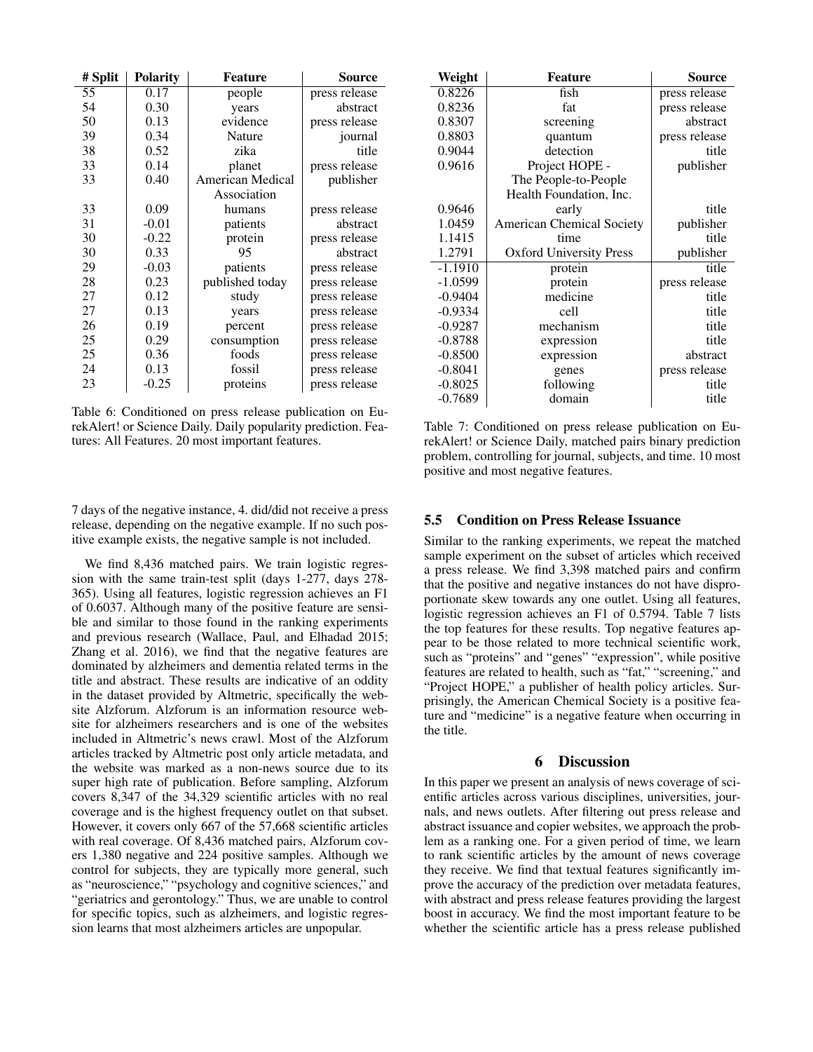| # Split | Polarity | Feature | Source |
|---|---|---|---|
| 55 | 0.17 | people | press release |
| 54 | 0.30 | years | abstract |
| 50 | 0.13 | evidence | press release |
| 39 | 0.34 | Nature | journal |
| 38 | 0.52 | zika | title |
| 33 | 0.14 | planet | press release |
| 33 | 0.40 | American Medical Association | publisher |
| 33 | 0.09 | humans | press release |
| 31 | -0.01 | patients | abstract |
| 30 | -0.22 | protein | press release |
| 30 | 0.33 | 95 | abstract |
| 29 | -0.03 | patients | press release |
| 28 | 0.23 | published today | press release |
| 27 | 0.12 | study | press release |
| 27 | 0.13 | years | press release |
| 26 | 0.19 | percent | press release |
| 25 | 0.29 | consumption | press release |
| 25 | 0.36 | foods | press release |
| 24 | 0.13 | fossil | press release |
| 23 | -0.25 | proteins | press release |

Table 6: Conditioned on press release publication on EurekAlert! or Science Daily. Daily popularity prediction. Features: All Features. 20 most important features.

7 days of the negative instance, 4. did/did not receive a press release, depending on the negative example. If no such positive example exists, the negative sample is not included.

We find 8,436 matched pairs. We train logistic regression with the same train-test split (days 1-277, days 278-365). Using all features, logistic regression achieves an F1 of 0.6037. Although many of the positive feature are sensible and similar to those found in the ranking experiments and previous research (Wallace, Paul, and Elhadad 2015; Zhang et al. 2016), we find that the negative features are dominated by alzheimers and dementia related terms in the title and abstract. These results are indicative of an oddity in the dataset provided by Altmetric, specifically the website Alzforum. Alzforum is an information resource website for alzheimers researchers and is one of the websites included in Altmetric's news crawl. Most of the Alzforum articles tracked by Altmetric post only article metadata, and the website was marked as a non-news source due to its super high rate of publication. Before sampling, Alzforum covers 8,347 of the 34,329 scientific articles with no real coverage and is the highest frequency outlet on that subset. However, it covers only 667 of the 57,668 scientific articles with real coverage. Of 8,436 matched pairs, Alzforum covers 1,380 negative and 224 positive samples. Although we control for subjects, they are typically more general, such as "neuroscience," "psychology and cognitive sciences," and "geriatrics and gerontology." Thus, we are unable to control for specific topics, such as alzheimers, and logistic regression learns that most alzheimers articles are unpopular.

| Weight | Feature | Source |
|---|---|---|
| 0.8226 | fish | press release |
| 0.8236 | fat | press release |
| 0.8307 | screening | abstract |
| 0.8803 | quantum | press release |
| 0.9044 | detection | title |
| 0.9616 | Project HOPE - The People-to-People Health Foundation, Inc. | publisher |
| 0.9646 | early | title |
| 1.0459 | American Chemical Society | publisher |
| 1.1415 | time | title |
| 1.2791 | Oxford University Press | publisher |
| -1.1910 | protein | title |
| -1.0599 | protein | press release |
| -0.9404 | medicine | title |
| -0.9334 | cell | title |
| -0.9287 | mechanism | title |
| -0.8788 | expression | title |
| -0.8500 | expression | abstract |
| -0.8041 | genes | press release |
| -0.8025 | following | title |
| -0.7689 | domain | title |

Table 7: Conditioned on press release publication on EurekAlert! or Science Daily, matched pairs binary prediction problem, controlling for journal, subjects, and time. 10 most positive and most negative features.

### 5.5 Condition on Press Release Issuance

Similar to the ranking experiments, we repeat the matched sample experiment on the subset of articles which received a press release. We find 3,398 matched pairs and confirm that the positive and negative instances do not have disproportionate skew towards any one outlet. Using all features, logistic regression achieves an F1 of 0.5794. Table 7 lists the top features for these results. Top negative features appear to be those related to more technical scientific work, such as "proteins" and "genes" "expression", while positive features are related to health, such as "fat," "screening," and "Project HOPE," a publisher of health policy articles. Surprisingly, the American Chemical Society is a positive feature and "medicine" is a negative feature when occurring in the title.

## 6 Discussion

In this paper we present an analysis of news coverage of scientific articles across various disciplines, universities, journals, and news outlets. After filtering out press release and abstract issuance and copier websites, we approach the problem as a ranking one. For a given period of time, we learn to rank scientific articles by the amount of news coverage they receive. We find that textual features significantly improve the accuracy of the prediction over metadata features, with abstract and press release features providing the largest boost in accuracy. We find the most important feature to be whether the scientific article has a press release published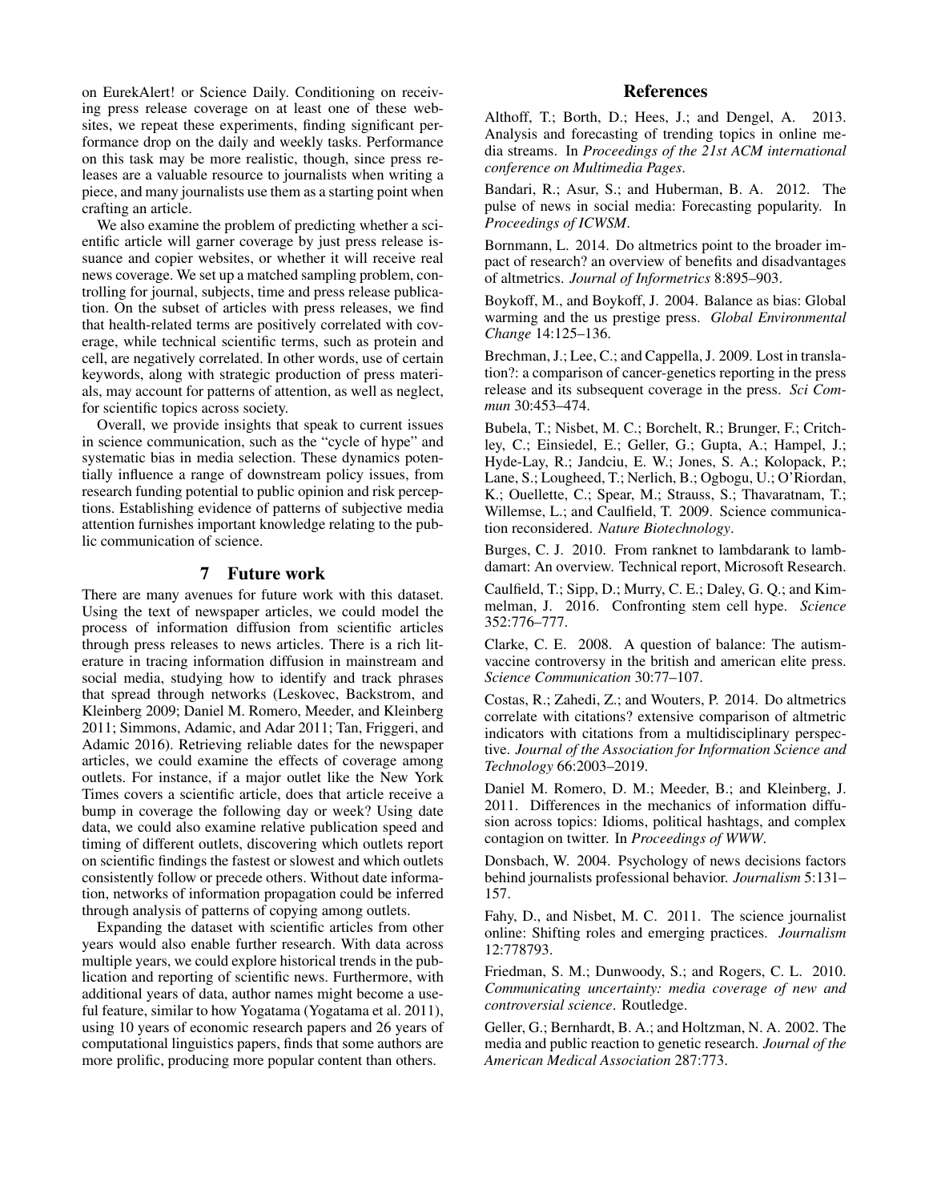on EurekAlert! or Science Daily. Conditioning on receiving press release coverage on at least one of these websites, we repeat these experiments, finding significant performance drop on the daily and weekly tasks. Performance on this task may be more realistic, though, since press releases are a valuable resource to journalists when writing a piece, and many journalists use them as a starting point when crafting an article.

We also examine the problem of predicting whether a scientific article will garner coverage by just press release issuance and copier websites, or whether it will receive real news coverage. We set up a matched sampling problem, controlling for journal, subjects, time and press release publication. On the subset of articles with press releases, we find that health-related terms are positively correlated with coverage, while technical scientific terms, such as protein and cell, are negatively correlated. In other words, use of certain keywords, along with strategic production of press materials, may account for patterns of attention, as well as neglect, for scientific topics across society.

Overall, we provide insights that speak to current issues in science communication, such as the "cycle of hype" and systematic bias in media selection. These dynamics potentially influence a range of downstream policy issues, from research funding potential to public opinion and risk perceptions. Establishing evidence of patterns of subjective media attention furnishes important knowledge relating to the public communication of science.

## 7 Future work

There are many avenues for future work with this dataset. Using the text of newspaper articles, we could model the process of information diffusion from scientific articles through press releases to news articles. There is a rich literature in tracing information diffusion in mainstream and social media, studying how to identify and track phrases that spread through networks (Leskovec, Backstrom, and Kleinberg 2009; Daniel M. Romero, Meeder, and Kleinberg 2011; Simmons, Adamic, and Adar 2011; Tan, Friggeri, and Adamic 2016). Retrieving reliable dates for the newspaper articles, we could examine the effects of coverage among outlets. For instance, if a major outlet like the New York Times covers a scientific article, does that article receive a bump in coverage the following day or week? Using date data, we could also examine relative publication speed and timing of different outlets, discovering which outlets report on scientific findings the fastest or slowest and which outlets consistently follow or precede others. Without date information, networks of information propagation could be inferred through analysis of patterns of copying among outlets.

Expanding the dataset with scientific articles from other years would also enable further research. With data across multiple years, we could explore historical trends in the publication and reporting of scientific news. Furthermore, with additional years of data, author names might become a useful feature, similar to how Yogatama (Yogatama et al. 2011), using 10 years of economic research papers and 26 years of computational linguistics papers, finds that some authors are more prolific, producing more popular content than others.

## References

Althoff, T.; Borth, D.; Hees, J.; and Dengel, A. 2013. Analysis and forecasting of trending topics in online media streams. In *Proceedings of the 21st ACM international conference on Multimedia Pages*.

Bandari, R.; Asur, S.; and Huberman, B. A. 2012. The pulse of news in social media: Forecasting popularity. In *Proceedings of ICWSM*.

Bornmann, L. 2014. Do altmetrics point to the broader impact of research? an overview of benefits and disadvantages of altmetrics. *Journal of Informetrics* 8:895–903.

Boykoff, M., and Boykoff, J. 2004. Balance as bias: Global warming and the us prestige press. *Global Environmental Change* 14:125–136.

Brechman, J.; Lee, C.; and Cappella, J. 2009. Lost in translation?: a comparison of cancer-genetics reporting in the press release and its subsequent coverage in the press. *Sci Commun* 30:453–474.

Bubela, T.; Nisbet, M. C.; Borchelt, R.; Brunger, F.; Critchley, C.; Einsiedel, E.; Geller, G.; Gupta, A.; Hampel, J.; Hyde-Lay, R.; Jandciu, E. W.; Jones, S. A.; Kolopack, P.; Lane, S.; Lougheed, T.; Nerlich, B.; Ogbogu, U.; O'Riordan, K.; Ouellette, C.; Spear, M.; Strauss, S.; Thavaratnam, T.; Willemse, L.; and Caulfield, T. 2009. Science communication reconsidered. *Nature Biotechnology*.

Burges, C. J. 2010. From ranknet to lambdarank to lambdamart: An overview. Technical report, Microsoft Research.

Caulfield, T.; Sipp, D.; Murry, C. E.; Daley, G. Q.; and Kimmelman, J. 2016. Confronting stem cell hype. *Science* 352:776–777.

Clarke, C. E. 2008. A question of balance: The autism-vaccine controversy in the british and american elite press. *Science Communication* 30:77–107.

Costas, R.; Zahedi, Z.; and Wouters, P. 2014. Do altmetrics correlate with citations? extensive comparison of altmetric indicators with citations from a multidisciplinary perspective. *Journal of the Association for Information Science and Technology* 66:2003–2019.

Daniel M. Romero, D. M.; Meeder, B.; and Kleinberg, J. 2011. Differences in the mechanics of information diffusion across topics: Idioms, political hashtags, and complex contagion on twitter. In *Proceedings of WWW*.

Donsbach, W. 2004. Psychology of news decisions factors behind journalists professional behavior. *Journalism* 5:131–157.

Fahy, D., and Nisbet, M. C. 2011. The science journalist online: Shifting roles and emerging practices. *Journalism* 12:778793.

Friedman, S. M.; Dunwoody, S.; and Rogers, C. L. 2010. *Communicating uncertainty: media coverage of new and controversial science*. Routledge.

Geller, G.; Bernhardt, B. A.; and Holtzman, N. A. 2002. The media and public reaction to genetic research. *Journal of the American Medical Association* 287:773.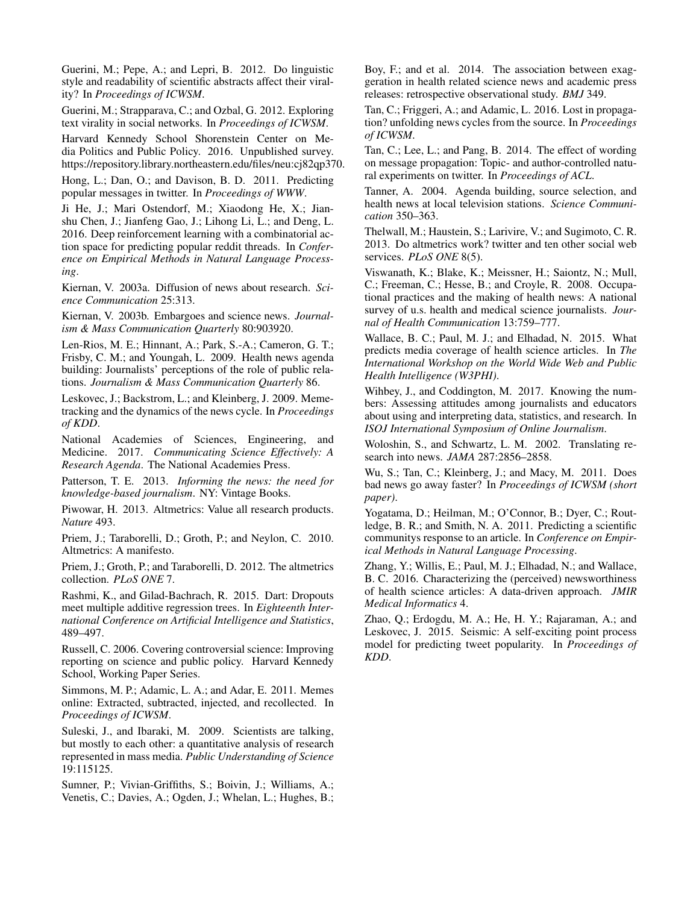Guerini, M.; Pepe, A.; and Lepri, B. 2012. Do linguistic style and readability of scientific abstracts affect their virality? In *Proceedings of ICWSM*.

Guerini, M.; Strapparava, C.; and Ozbal, G. 2012. Exploring text virality in social networks. In *Proceedings of ICWSM*.

Harvard Kennedy School Shorenstein Center on Media Politics and Public Policy. 2016. Unpublished survey. https://repository.library.northeastern.edu/files/neu:cj82qp370.

Hong, L.; Dan, O.; and Davison, B. D. 2011. Predicting popular messages in twitter. In *Proceedings of WWW*.

Ji He, J.; Mari Ostendorf, M.; Xiaodong He, X.; Jianshu Chen, J.; Jianfeng Gao, J.; Lihong Li, L.; and Deng, L. 2016. Deep reinforcement learning with a combinatorial action space for predicting popular reddit threads. In *Conference on Empirical Methods in Natural Language Processing*.

Kiernan, V. 2003a. Diffusion of news about research. *Science Communication* 25:313.

Kiernan, V. 2003b. Embargoes and science news. *Journalism & Mass Communication Quarterly* 80:903920.

Len-Rios, M. E.; Hinnant, A.; Park, S.-A.; Cameron, G. T.; Frisby, C. M.; and Youngah, L. 2009. Health news agenda building: Journalists' perceptions of the role of public relations. *Journalism & Mass Communication Quarterly* 86.

Leskovec, J.; Backstrom, L.; and Kleinberg, J. 2009. Memetracking and the dynamics of the news cycle. In *Proceedings of KDD*.

National Academies of Sciences, Engineering, and Medicine. 2017. *Communicating Science Effectively: A Research Agenda*. The National Academies Press.

Patterson, T. E. 2013. *Informing the news: the need for knowledge-based journalism*. NY: Vintage Books.

Piwowar, H. 2013. Altmetrics: Value all research products. *Nature* 493.

Priem, J.; Taraborelli, D.; Groth, P.; and Neylon, C. 2010. Altmetrics: A manifesto.

Priem, J.; Groth, P.; and Taraborelli, D. 2012. The altmetrics collection. *PLoS ONE* 7.

Rashmi, K., and Gilad-Bachrach, R. 2015. Dart: Dropouts meet multiple additive regression trees. In *Eighteenth International Conference on Artificial Intelligence and Statistics*, 489–497.

Russell, C. 2006. Covering controversial science: Improving reporting on science and public policy. Harvard Kennedy School, Working Paper Series.

Simmons, M. P.; Adamic, L. A.; and Adar, E. 2011. Memes online: Extracted, subtracted, injected, and recollected. In *Proceedings of ICWSM*.

Suleski, J., and Ibaraki, M. 2009. Scientists are talking, but mostly to each other: a quantitative analysis of research represented in mass media. *Public Understanding of Science* 19:115125.

Sumner, P.; Vivian-Griffiths, S.; Boivin, J.; Williams, A.; Venetis, C.; Davies, A.; Ogden, J.; Whelan, L.; Hughes, B.; Boy, F.; and et al. 2014. The association between exaggeration in health related science news and academic press releases: retrospective observational study. *BMJ* 349.

Tan, C.; Friggeri, A.; and Adamic, L. 2016. Lost in propagation? unfolding news cycles from the source. In *Proceedings of ICWSM*.

Tan, C.; Lee, L.; and Pang, B. 2014. The effect of wording on message propagation: Topic- and author-controlled natural experiments on twitter. In *Proceedings of ACL*.

Tanner, A. 2004. Agenda building, source selection, and health news at local television stations. *Science Communication* 350–363.

Thelwall, M.; Haustein, S.; Larivire, V.; and Sugimoto, C. R. 2013. Do altmetrics work? twitter and ten other social web services. *PLoS ONE* 8(5).

Viswanath, K.; Blake, K.; Meissner, H.; Saiontz, N.; Mull, C.; Freeman, C.; Hesse, B.; and Croyle, R. 2008. Occupational practices and the making of health news: A national survey of u.s. health and medical science journalists. *Journal of Health Communication* 13:759–777.

Wallace, B. C.; Paul, M. J.; and Elhadad, N. 2015. What predicts media coverage of health science articles. In *The International Workshop on the World Wide Web and Public Health Intelligence (W3PHI)*.

Wihbey, J., and Coddington, M. 2017. Knowing the numbers: Assessing attitudes among journalists and educators about using and interpreting data, statistics, and research. In *ISOJ International Symposium of Online Journalism*.

Woloshin, S., and Schwartz, L. M. 2002. Translating research into news. *JAMA* 287:2856–2858.

Wu, S.; Tan, C.; Kleinberg, J.; and Macy, M. 2011. Does bad news go away faster? In *Proceedings of ICWSM (short paper)*.

Yogatama, D.; Heilman, M.; O'Connor, B.; Dyer, C.; Routledge, B. R.; and Smith, N. A. 2011. Predicting a scientific communitys response to an article. In *Conference on Empirical Methods in Natural Language Processing*.

Zhang, Y.; Willis, E.; Paul, M. J.; Elhadad, N.; and Wallace, B. C. 2016. Characterizing the (perceived) newsworthiness of health science articles: A data-driven approach. *JMIR Medical Informatics* 4.

Zhao, Q.; Erdogdu, M. A.; He, H. Y.; Rajaraman, A.; and Leskovec, J. 2015. Seismic: A self-exciting point process model for predicting tweet popularity. In *Proceedings of KDD*.